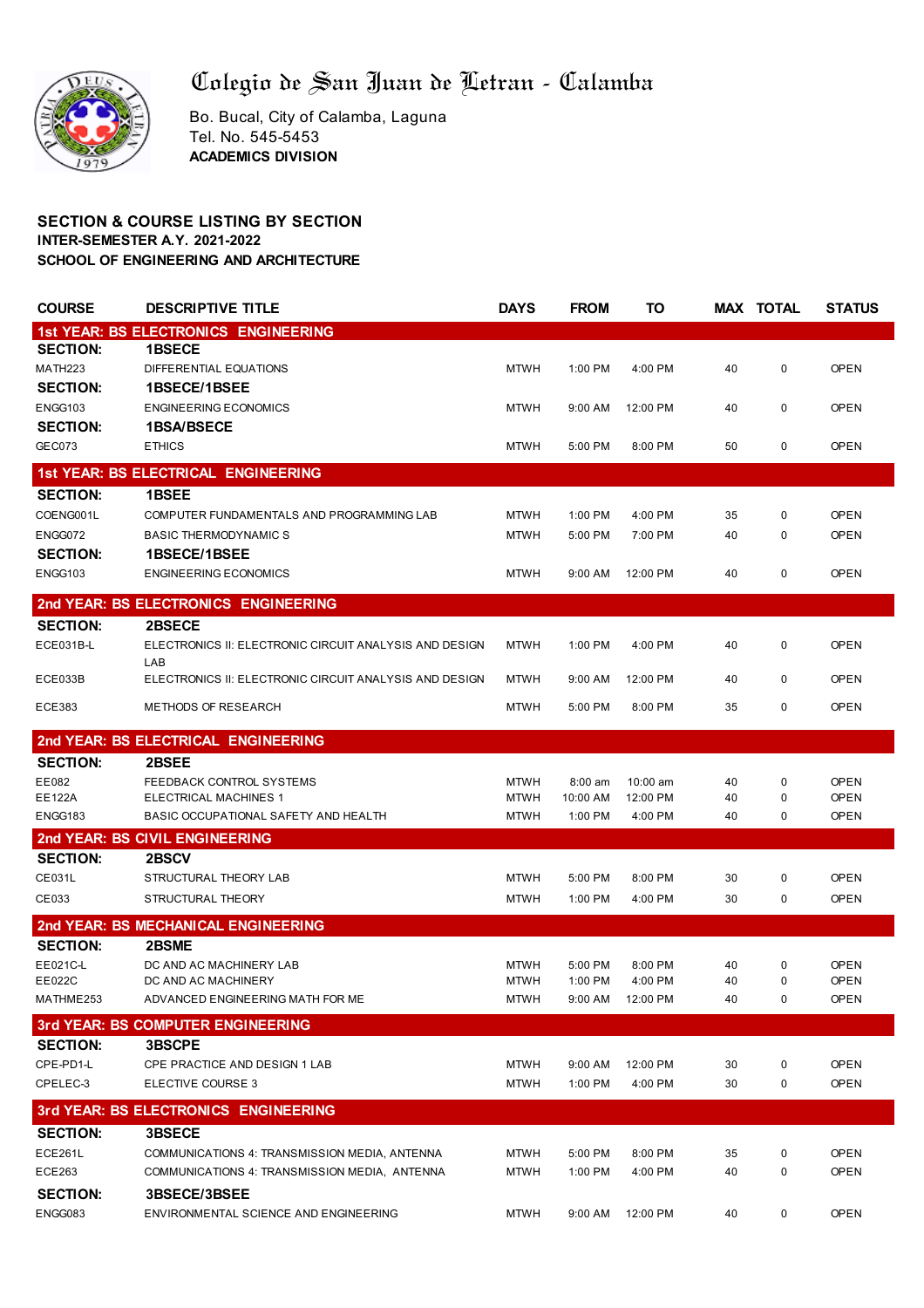# Colegio de San Juan de Letran - Calamba

Bo. Bucal, City of Calamba, Laguna
Tel. No. 545-5453
**ACADEMICS DIVISION**

## SECTION & COURSE LISTING BY SECTION

**INTER-SEMESTER A.Y. 2021-2022**

**SCHOOL OF ENGINEERING AND ARCHITECTURE**

| COURSE | DESCRIPTIVE TITLE | DAYS | FROM | TO | MAX | TOTAL | STATUS |
|---|---|---|---|---|---|---|---|
| **1st YEAR: BS ELECTRONICS ENGINEERING** | | | | | | | |
| **SECTION:** | **1BSECE** | | | | | | |
| MATH223 | DIFFERENTIAL EQUATIONS | MTWH | 1:00 PM | 4:00 PM | 40 | 0 | OPEN |
| **SECTION:** | **1BSECE/1BSEE** | | | | | | |
| ENGG103 | ENGINEERING ECONOMICS | MTWH | 9:00 AM | 12:00 PM | 40 | 0 | OPEN |
| **SECTION:** | **1BSA/BSECE** | | | | | | |
| GEC073 | ETHICS | MTWH | 5:00 PM | 8:00 PM | 50 | 0 | OPEN |
| **1st YEAR: BS ELECTRICAL ENGINEERING** | | | | | | | |
| **SECTION:** | **1BSEE** | | | | | | |
| COENG001L | COMPUTER FUNDAMENTALS AND PROGRAMMING LAB | MTWH | 1:00 PM | 4:00 PM | 35 | 0 | OPEN |
| ENGG072 | BASIC THERMODYNAMIC S | MTWH | 5:00 PM | 7:00 PM | 40 | 0 | OPEN |
| **SECTION:** | **1BSECE/1BSEE** | | | | | | |
| ENGG103 | ENGINEERING ECONOMICS | MTWH | 9:00 AM | 12:00 PM | 40 | 0 | OPEN |
| **2nd YEAR: BS ELECTRONICS ENGINEERING** | | | | | | | |
| **SECTION:** | **2BSECE** | | | | | | |
| ECE031B-L | ELECTRONICS II: ELECTRONIC CIRCUIT ANALYSIS AND DESIGN LAB | MTWH | 1:00 PM | 4:00 PM | 40 | 0 | OPEN |
| ECE033B | ELECTRONICS II: ELECTRONIC CIRCUIT ANALYSIS AND DESIGN | MTWH | 9:00 AM | 12:00 PM | 40 | 0 | OPEN |
| ECE383 | METHODS OF RESEARCH | MTWH | 5:00 PM | 8:00 PM | 35 | 0 | OPEN |
| **2nd YEAR: BS ELECTRICAL ENGINEERING** | | | | | | | |
| **SECTION:** | **2BSEE** | | | | | | |
| EE082 | FEEDBACK CONTROL SYSTEMS | MTWH | 8:00 am | 10:00 am | 40 | 0 | OPEN |
| EE122A | ELECTRICAL MACHINES 1 | MTWH | 10:00 AM | 12:00 PM | 40 | 0 | OPEN |
| ENGG183 | BASIC OCCUPATIONAL SAFETY AND HEALTH | MTWH | 1:00 PM | 4:00 PM | 40 | 0 | OPEN |
| **2nd YEAR: BS CIVIL ENGINEERING** | | | | | | | |
| **SECTION:** | **2BSCV** | | | | | | |
| CE031L | STRUCTURAL THEORY LAB | MTWH | 5:00 PM | 8:00 PM | 30 | 0 | OPEN |
| CE033 | STRUCTURAL THEORY | MTWH | 1:00 PM | 4:00 PM | 30 | 0 | OPEN |
| **2nd YEAR: BS MECHANICAL ENGINEERING** | | | | | | | |
| **SECTION:** | **2BSME** | | | | | | |
| EE021C-L | DC AND AC MACHINERY LAB | MTWH | 5:00 PM | 8:00 PM | 40 | 0 | OPEN |
| EE022C | DC AND AC MACHINERY | MTWH | 1:00 PM | 4:00 PM | 40 | 0 | OPEN |
| MATHME253 | ADVANCED ENGINEERING MATH FOR ME | MTWH | 9:00 AM | 12:00 PM | 40 | 0 | OPEN |
| **3rd YEAR: BS COMPUTER ENGINEERING** | | | | | | | |
| **SECTION:** | **3BSCPE** | | | | | | |
| CPE-PD1-L | CPE PRACTICE AND DESIGN 1 LAB | MTWH | 9:00 AM | 12:00 PM | 30 | 0 | OPEN |
| CPELEC-3 | ELECTIVE COURSE 3 | MTWH | 1:00 PM | 4:00 PM | 30 | 0 | OPEN |
| **3rd YEAR: BS ELECTRONICS ENGINEERING** | | | | | | | |
| **SECTION:** | **3BSECE** | | | | | | |
| ECE261L | COMMUNICATIONS 4: TRANSMISSION MEDIA, ANTENNA | MTWH | 5:00 PM | 8:00 PM | 35 | 0 | OPEN |
| ECE263 | COMMUNICATIONS 4: TRANSMISSION MEDIA, ANTENNA | MTWH | 1:00 PM | 4:00 PM | 40 | 0 | OPEN |
| **SECTION:** | **3BSECE/3BSEE** | | | | | | |
| ENGG083 | ENVIRONMENTAL SCIENCE AND ENGINEERING | MTWH | 9:00 AM | 12:00 PM | 40 | 0 | OPEN |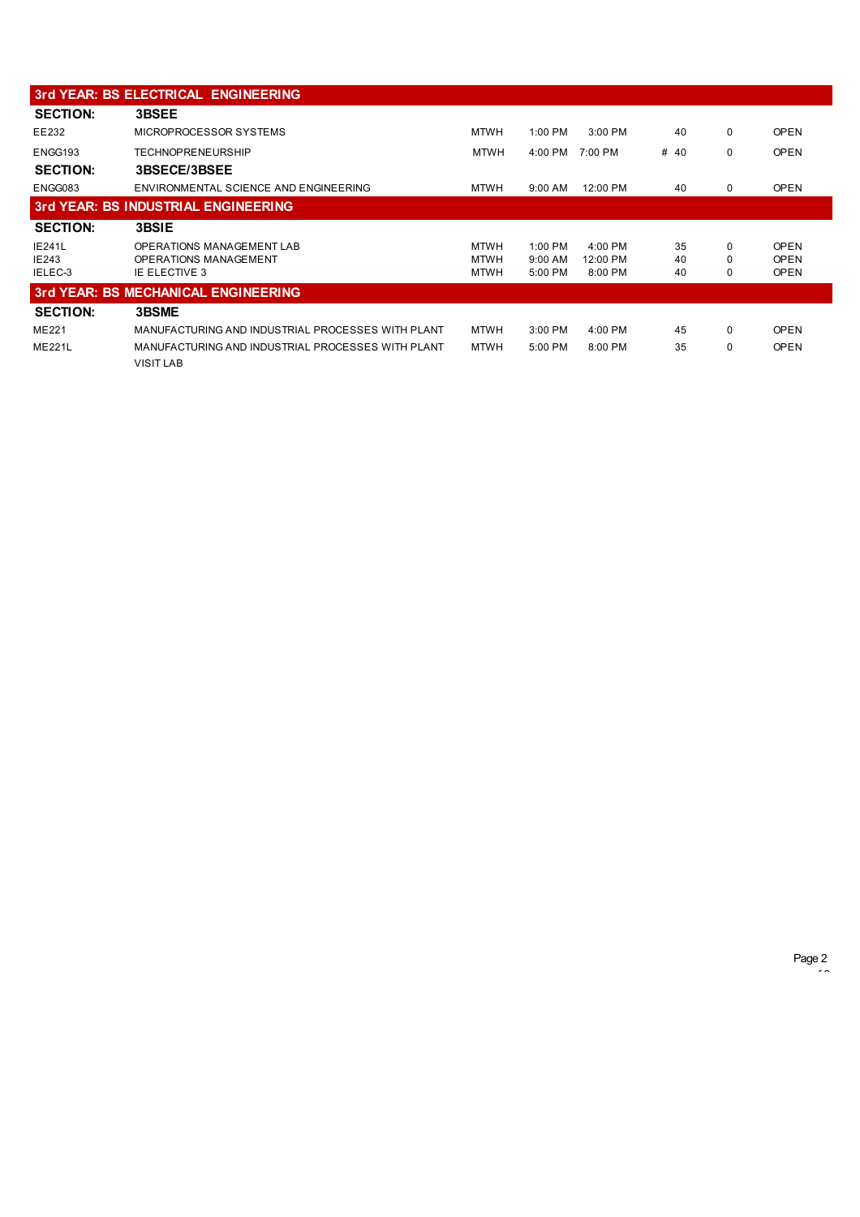## 3rd YEAR: BS ELECTRICAL ENGINEERING

**SECTION:** **3BSEE**

| | | | | | | | |
|---|---|---|---|---|---|---|---|
| EE232 | MICROPROCESSOR SYSTEMS | MTWH | 1:00 PM | 3:00 PM | 40 | 0 | OPEN |
| ENGG193 | TECHNOPRENEURSHIP | MTWH | 4:00 PM | 7:00 PM | # 40 | 0 | OPEN |

**SECTION:** **3BSECE/3BSEE**

| | | | | | | | |
|---|---|---|---|---|---|---|---|
| ENGG083 | ENVIRONMENTAL SCIENCE AND ENGINEERING | MTWH | 9:00 AM | 12:00 PM | 40 | 0 | OPEN |

## 3rd YEAR: BS INDUSTRIAL ENGINEERING

**SECTION:** **3BSIE**

| | | | | | | | |
|---|---|---|---|---|---|---|---|
| IE241L | OPERATIONS MANAGEMENT LAB | MTWH | 1:00 PM | 4:00 PM | 35 | 0 | OPEN |
| IE243 | OPERATIONS MANAGEMENT | MTWH | 9:00 AM | 12:00 PM | 40 | 0 | OPEN |
| IELEC-3 | IE ELECTIVE 3 | MTWH | 5:00 PM | 8:00 PM | 40 | 0 | OPEN |

## 3rd YEAR: BS MECHANICAL ENGINEERING

**SECTION:** **3BSME**

| | | | | | | | |
|---|---|---|---|---|---|---|---|
| ME221 | MANUFACTURING AND INDUSTRIAL PROCESSES WITH PLANT | MTWH | 3:00 PM | 4:00 PM | 45 | 0 | OPEN |
| ME221L | MANUFACTURING AND INDUSTRIAL PROCESSES WITH PLANT VISIT LAB | MTWH | 5:00 PM | 8:00 PM | 35 | 0 | OPEN |